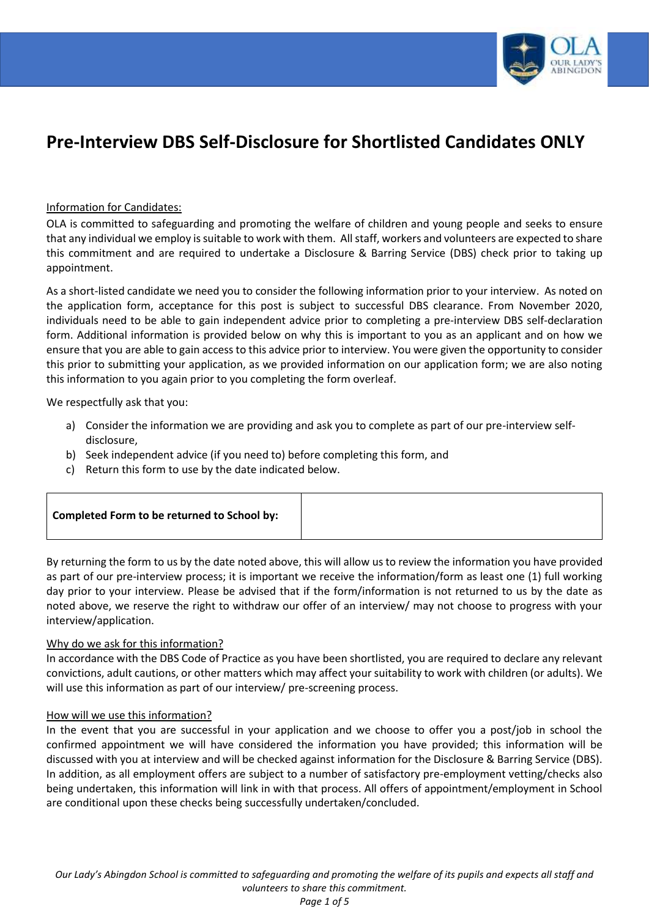# Pre-Interview DBS Self-Disclosure for Shortlisted Candidates ONLY

Information for Candidates:

OLA is committed to safeguarding and promoting the welfare of children and young people and seeks to ensure that any individual we employ is suitable to work with them. All staff, workers and volunteers are expected to share this commitment and are required to undertake a Disclosure & Barring Service (DBS) check prior to taking up appointment.

As a short-listed candidate we need you to consider the following information prior to your interview. As noted on the application form, acceptance for this post is subject to successful DBS clearance. From November 2020, individuals need to be able to gain independent advice prior to completing a pre-interview DBS self-declaration form. Additional information is provided below on why this is important to you as an applicant and on how we ensure that you are able to gain access to this advice prior to interview. You were given the opportunity to consider this prior to submitting your application, as we provided information on our application form; we are also noting this information to you again prior to you completing the form overleaf.

We respectfully ask that you:

a) Consider the information we are providing and ask you to complete as part of our pre-interview self-disclosure,
b) Seek independent advice (if you need to) before completing this form, and
c) Return this form to use by the date indicated below.

| **Completed Form to be returned to School by:** | |
|---|---|

By returning the form to us by the date noted above, this will allow us to review the information you have provided as part of our pre-interview process; it is important we receive the information/form as least one (1) full working day prior to your interview. Please be advised that if the form/information is not returned to us by the date as noted above, we reserve the right to withdraw our offer of an interview/ may not choose to progress with your interview/application.

Why do we ask for this information?

In accordance with the DBS Code of Practice as you have been shortlisted, you are required to declare any relevant convictions, adult cautions, or other matters which may affect your suitability to work with children (or adults). We will use this information as part of our interview/ pre-screening process.

How will we use this information?

In the event that you are successful in your application and we choose to offer you a post/job in school the confirmed appointment we will have considered the information you have provided; this information will be discussed with you at interview and will be checked against information for the Disclosure & Barring Service (DBS). In addition, as all employment offers are subject to a number of satisfactory pre-employment vetting/checks also being undertaken, this information will link in with that process. All offers of appointment/employment in School are conditional upon these checks being successfully undertaken/concluded.

*Our Lady's Abingdon School is committed to safeguarding and promoting the welfare of its pupils and expects all staff and volunteers to share this commitment.*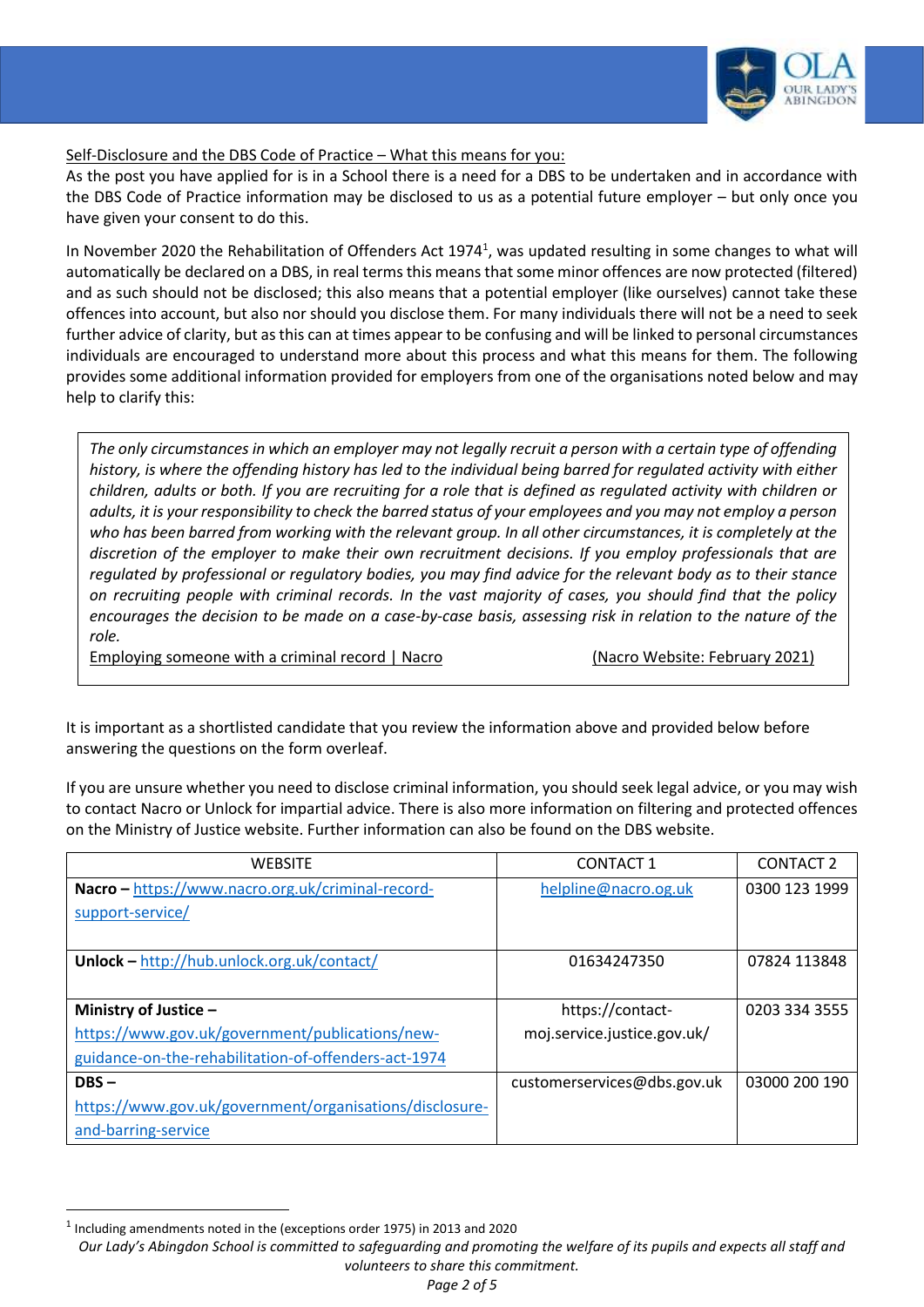Self-Disclosure and the DBS Code of Practice – What this means for you:

As the post you have applied for is in a School there is a need for a DBS to be undertaken and in accordance with the DBS Code of Practice information may be disclosed to us as a potential future employer – but only once you have given your consent to do this.

In November 2020 the Rehabilitation of Offenders Act 1974[1], was updated resulting in some changes to what will automatically be declared on a DBS, in real terms this means that some minor offences are now protected (filtered) and as such should not be disclosed; this also means that a potential employer (like ourselves) cannot take these offences into account, but also nor should you disclose them. For many individuals there will not be a need to seek further advice of clarity, but as this can at times appear to be confusing and will be linked to personal circumstances individuals are encouraged to understand more about this process and what this means for them. The following provides some additional information provided for employers from one of the organisations noted below and may help to clarify this:

> *The only circumstances in which an employer may not legally recruit a person with a certain type of offending history, is where the offending history has led to the individual being barred for regulated activity with either children, adults or both. If you are recruiting for a role that is defined as regulated activity with children or adults, it is your responsibility to check the barred status of your employees and you may not employ a person who has been barred from working with the relevant group. In all other circumstances, it is completely at the discretion of the employer to make their own recruitment decisions. If you employ professionals that are regulated by professional or regulatory bodies, you may find advice for the relevant body as to their stance on recruiting people with criminal records. In the vast majority of cases, you should find that the policy encourages the decision to be made on a case-by-case basis, assessing risk in relation to the nature of the role.*
>
> Employing someone with a criminal record | Nacro (Nacro Website: February 2021)

It is important as a shortlisted candidate that you review the information above and provided below before answering the questions on the form overleaf.

If you are unsure whether you need to disclose criminal information, you should seek legal advice, or you may wish to contact Nacro or Unlock for impartial advice. There is also more information on filtering and protected offences on the Ministry of Justice website. Further information can also be found on the DBS website.

| WEBSITE | CONTACT 1 | CONTACT 2 |
|---|---|---|
| **Nacro –** https://www.nacro.org.uk/criminal-record-support-service/ | helpline@nacro.og.uk | 0300 123 1999 |
| **Unlock –** http://hub.unlock.org.uk/contact/ | 01634247350 | 07824 113848 |
| **Ministry of Justice –** https://www.gov.uk/government/publications/new-guidance-on-the-rehabilitation-of-offenders-act-1974 | https://contact-moj.service.justice.gov.uk/ | 0203 334 3555 |
| **DBS –** https://www.gov.uk/government/organisations/disclosure-and-barring-service | customerservices@dbs.gov.uk | 03000 200 190 |

[1] Including amendments noted in the (exceptions order 1975) in 2013 and 2020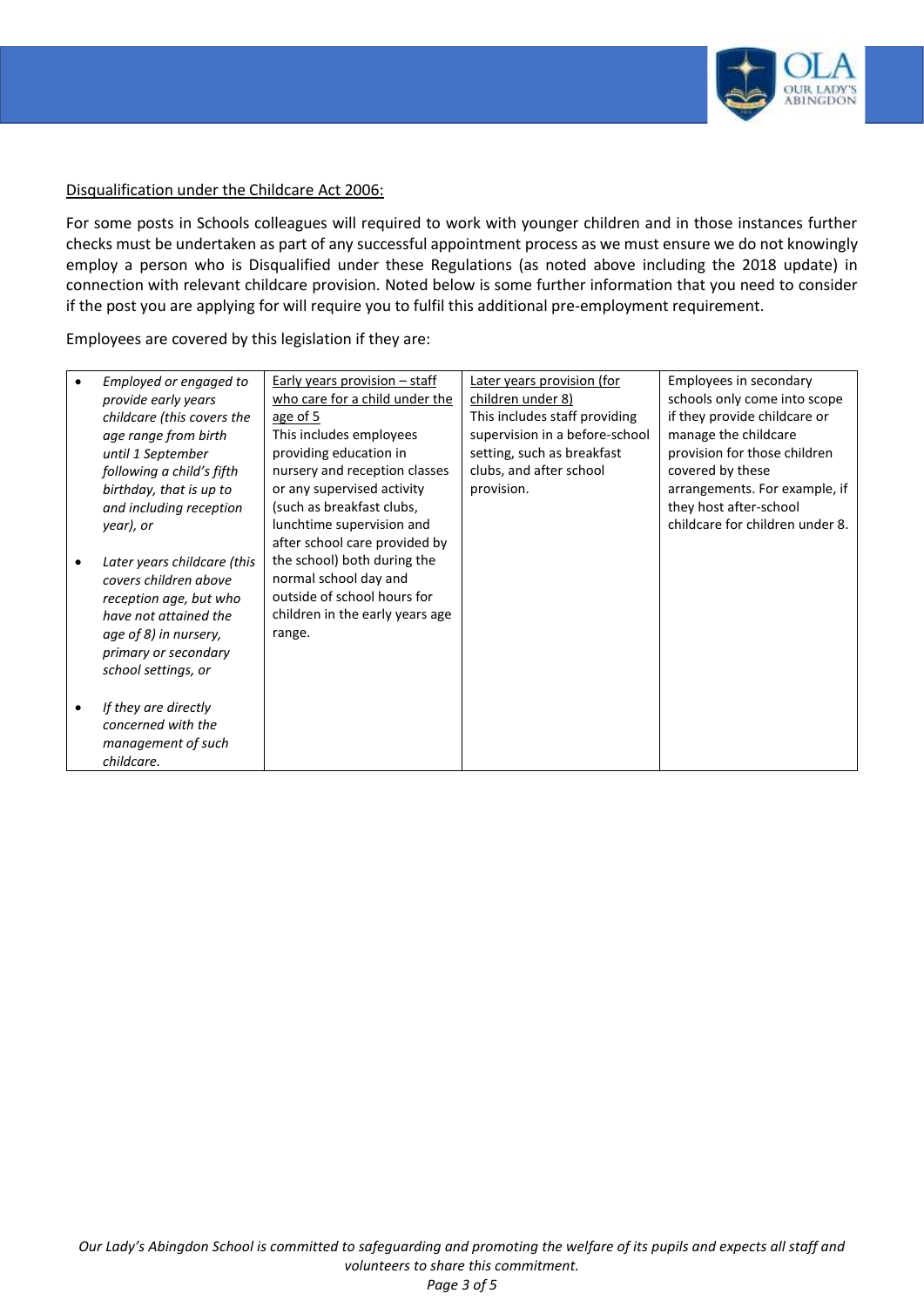Disqualification under the Childcare Act 2006:

For some posts in Schools colleagues will required to work with younger children and in those instances further checks must be undertaken as part of any successful appointment process as we must ensure we do not knowingly employ a person who is Disqualified under these Regulations (as noted above including the 2018 update) in connection with relevant childcare provision. Noted below is some further information that you need to consider if the post you are applying for will require you to fulfil this additional pre-employment requirement.

Employees are covered by this legislation if they are:

| | | | |
|---|---|---|---|
| • *Employed or engaged to provide early years childcare (this covers the age range from birth until 1 September following a child's fifth birthday, that is up to and including reception year), or*<br><br>• *Later years childcare (this covers children above reception age, but who have not attained the age of 8) in nursery, primary or secondary school settings, or*<br><br>• *If they are directly concerned with the management of such childcare.* | Early years provision – staff who care for a child under the age of 5<br>This includes employees providing education in nursery and reception classes or any supervised activity (such as breakfast clubs, lunchtime supervision and after school care provided by the school) both during the normal school day and outside of school hours for children in the early years age range. | Later years provision (for children under 8)<br>This includes staff providing supervision in a before-school setting, such as breakfast clubs, and after school provision. | Employees in secondary schools only come into scope if they provide childcare or manage the childcare provision for those children covered by these arrangements. For example, if they host after-school childcare for children under 8. |

*Our Lady's Abingdon School is committed to safeguarding and promoting the welfare of its pupils and expects all staff and volunteers to share this commitment.*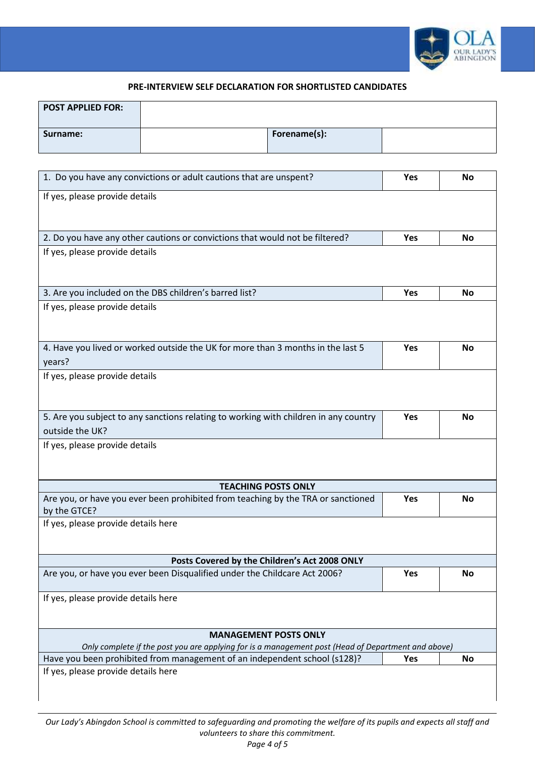## PRE-INTERVIEW SELF DECLARATION FOR SHORTLISTED CANDIDATES

| **POST APPLIED FOR:** | | | |
|---|---|---|---|
| **Surname:** | | **Forename(s):** | |

| | | |
|---|---|---|
| 1. Do you have any convictions or adult cautions that are unspent? | **Yes** | **No** |
| If yes, please provide details | | |
| 2. Do you have any other cautions or convictions that would not be filtered? | **Yes** | **No** |
| If yes, please provide details | | |
| 3. Are you included on the DBS children's barred list? | **Yes** | **No** |
| If yes, please provide details | | |
| 4. Have you lived or worked outside the UK for more than 3 months in the last 5 years? | **Yes** | **No** |
| If yes, please provide details | | |
| 5. Are you subject to any sanctions relating to working with children in any country outside the UK? | **Yes** | **No** |
| If yes, please provide details | | |
| **TEACHING POSTS ONLY** | | |
| Are you, or have you ever been prohibited from teaching by the TRA or sanctioned by the GTCE? | **Yes** | **No** |
| If yes, please provide details here | | |
| **Posts Covered by the Children's Act 2008 ONLY** | | |
| Are you, or have you ever been Disqualified under the Childcare Act 2006? | **Yes** | **No** |
| If yes, please provide details here | | |
| **MANAGEMENT POSTS ONLY** *Only complete if the post you are applying for is a management post (Head of Department and above)* | | |
| Have you been prohibited from management of an independent school (s128)? | **Yes** | **No** |
| If yes, please provide details here | | |

*Our Lady's Abingdon School is committed to safeguarding and promoting the welfare of its pupils and expects all staff and volunteers to share this commitment.*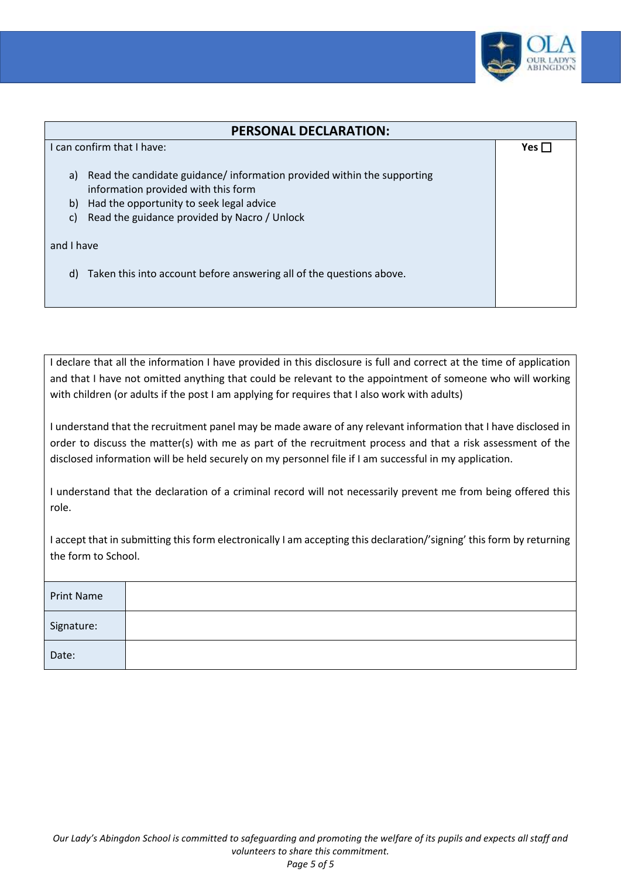| PERSONAL DECLARATION: | |
|---|---|
| I can confirm that I have:<br><br>a) Read the candidate guidance/ information provided within the supporting information provided with this form<br>b) Had the opportunity to seek legal advice<br>c) Read the guidance provided by Nacro / Unlock<br><br>and I have<br><br>d) Taken this into account before answering all of the questions above. | **Yes** ☐ |

I declare that all the information I have provided in this disclosure is full and correct at the time of application and that I have not omitted anything that could be relevant to the appointment of someone who will working with children (or adults if the post I am applying for requires that I also work with adults)

I understand that the recruitment panel may be made aware of any relevant information that I have disclosed in order to discuss the matter(s) with me as part of the recruitment process and that a risk assessment of the disclosed information will be held securely on my personnel file if I am successful in my application.

I understand that the declaration of a criminal record will not necessarily prevent me from being offered this role.

I accept that in submitting this form electronically I am accepting this declaration/'signing' this form by returning the form to School.

| | |
|---|---|
| Print Name | |
| Signature: | |
| Date: | |

*Our Lady's Abingdon School is committed to safeguarding and promoting the welfare of its pupils and expects all staff and volunteers to share this commitment.*